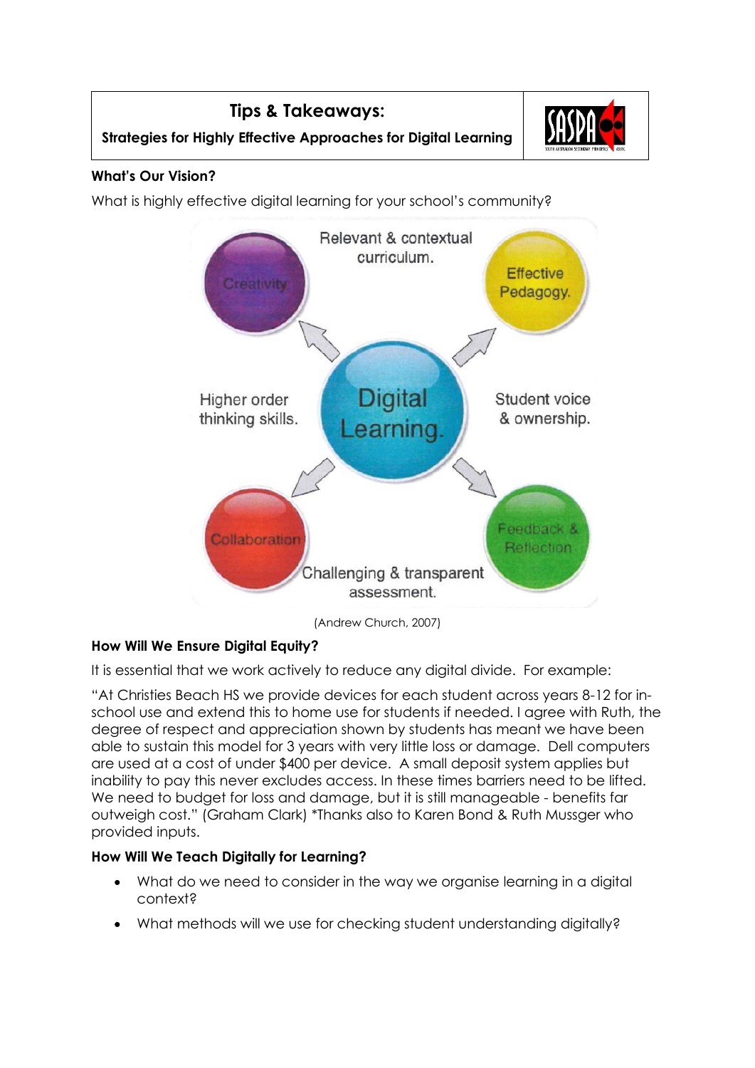# Tips & Takeaways:

**Strategies for Highly Effective Approaches for Digital Learning**

### What's Our Vision?

What is highly effective digital learning for your school's community?

Relevant & contextual curriculum.

Creativity

Effective Pedagogy.

Higher order thinking skills.

Digital Learning.

Student voice & ownership.

Collaboration

Feedback & Reflection

Challenging & transparent assessment.

(Andrew Church, 2007)

### How Will We Ensure Digital Equity?

It is essential that we work actively to reduce any digital divide. For example:

"At Christies Beach HS we provide devices for each student across years 8-12 for in-school use and extend this to home use for students if needed. I agree with Ruth, the degree of respect and appreciation shown by students has meant we have been able to sustain this model for 3 years with very little loss or damage. Dell computers are used at a cost of under $400 per device. A small deposit system applies but inability to pay this never excludes access. In these times barriers need to be lifted. We need to budget for loss and damage, but it is still manageable - benefits far outweigh cost." (Graham Clark) *Thanks also to Karen Bond & Ruth Mussger who provided inputs.

### How Will We Teach Digitally for Learning?

- What do we need to consider in the way we organise learning in a digital context?
- What methods will we use for checking student understanding digitally?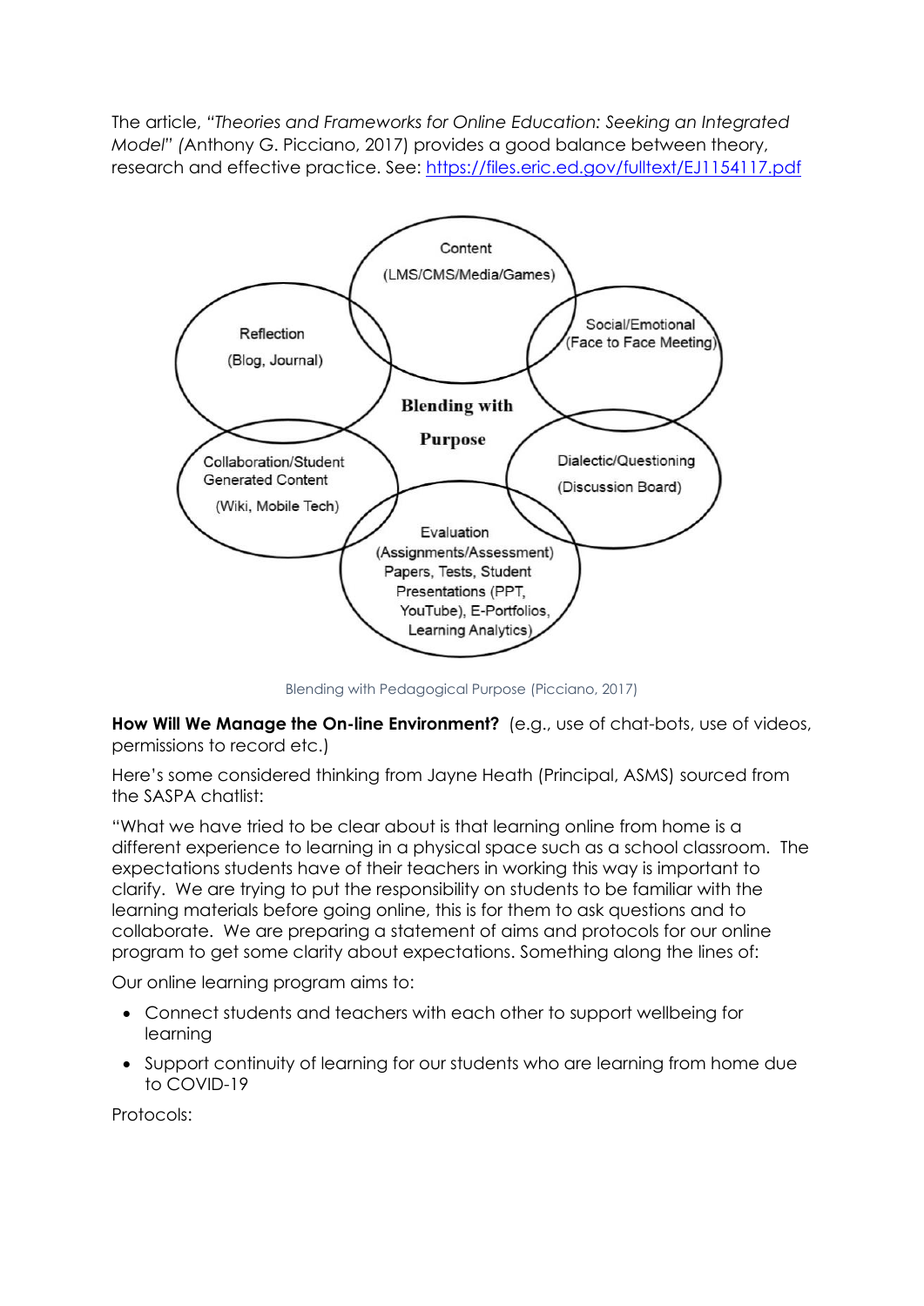The article, *"Theories and Frameworks for Online Education: Seeking an Integrated Model" (*Anthony G. Picciano, 2017) provides a good balance between theory, research and effective practice. See: https://files.eric.ed.gov/fulltext/EJ1154117.pdf

Content (LMS/CMS/Media/Games)

Social/Emotional (Face to Face Meeting)

Dialectic/Questioning (Discussion Board)

Evaluation (Assignments/Assessment) Papers, Tests, Student Presentations (PPT, YouTube), E-Portfolios, Learning Analytics)

Collaboration/Student Generated Content (Wiki, Mobile Tech)

Reflection (Blog, Journal)

**Blending with Purpose**

Blending with Pedagogical Purpose (Picciano, 2017)

**How Will We Manage the On-line Environment?** (e.g., use of chat-bots, use of videos, permissions to record etc.)

Here's some considered thinking from Jayne Heath (Principal, ASMS) sourced from the SASPA chatlist:

"What we have tried to be clear about is that learning online from home is a different experience to learning in a physical space such as a school classroom. The expectations students have of their teachers in working this way is important to clarify. We are trying to put the responsibility on students to be familiar with the learning materials before going online, this is for them to ask questions and to collaborate. We are preparing a statement of aims and protocols for our online program to get some clarity about expectations. Something along the lines of:

Our online learning program aims to:

- Connect students and teachers with each other to support wellbeing for learning
- Support continuity of learning for our students who are learning from home due to COVID-19

Protocols: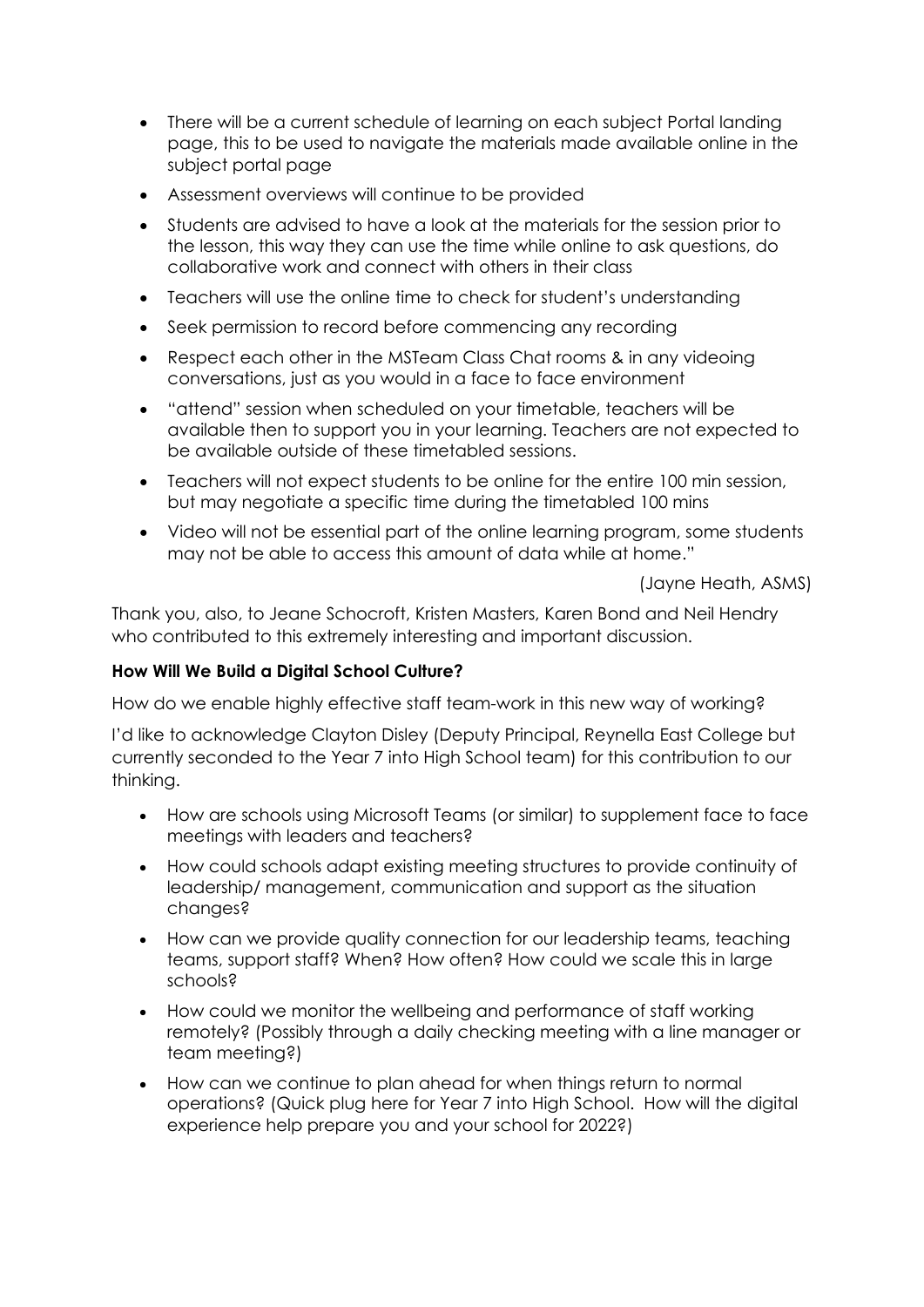- There will be a current schedule of learning on each subject Portal landing page, this to be used to navigate the materials made available online in the subject portal page
- Assessment overviews will continue to be provided
- Students are advised to have a look at the materials for the session prior to the lesson, this way they can use the time while online to ask questions, do collaborative work and connect with others in their class
- Teachers will use the online time to check for student's understanding
- Seek permission to record before commencing any recording
- Respect each other in the MSTeam Class Chat rooms & in any videoing conversations, just as you would in a face to face environment
- "attend" session when scheduled on your timetable, teachers will be available then to support you in your learning. Teachers are not expected to be available outside of these timetabled sessions.
- Teachers will not expect students to be online for the entire 100 min session, but may negotiate a specific time during the timetabled 100 mins
- Video will not be essential part of the online learning program, some students may not be able to access this amount of data while at home."

(Jayne Heath, ASMS)

Thank you, also, to Jeane Schocroft, Kristen Masters, Karen Bond and Neil Hendry who contributed to this extremely interesting and important discussion.

**How Will We Build a Digital School Culture?**

How do we enable highly effective staff team-work in this new way of working?

I'd like to acknowledge Clayton Disley (Deputy Principal, Reynella East College but currently seconded to the Year 7 into High School team) for this contribution to our thinking.

- How are schools using Microsoft Teams (or similar) to supplement face to face meetings with leaders and teachers?
- How could schools adapt existing meeting structures to provide continuity of leadership/ management, communication and support as the situation changes?
- How can we provide quality connection for our leadership teams, teaching teams, support staff? When? How often? How could we scale this in large schools?
- How could we monitor the wellbeing and performance of staff working remotely? (Possibly through a daily checking meeting with a line manager or team meeting?)
- How can we continue to plan ahead for when things return to normal operations? (Quick plug here for Year 7 into High School. How will the digital experience help prepare you and your school for 2022?)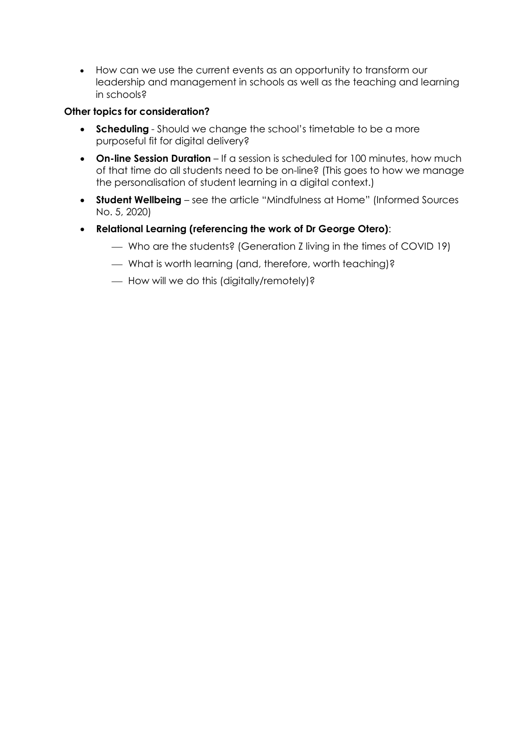- How can we use the current events as an opportunity to transform our leadership and management in schools as well as the teaching and learning in schools?

**Other topics for consideration?**

- **Scheduling** - Should we change the school's timetable to be a more purposeful fit for digital delivery?
- **On-line Session Duration** – If a session is scheduled for 100 minutes, how much of that time do all students need to be on-line? (This goes to how we manage the personalisation of student learning in a digital context.)
- **Student Wellbeing** – see the article "Mindfulness at Home" (Informed Sources No. 5, 2020)
- **Relational Learning (referencing the work of Dr George Otero)**:
  - Who are the students? (Generation Z living in the times of COVID 19)
  - What is worth learning (and, therefore, worth teaching)?
  - How will we do this (digitally/remotely)?